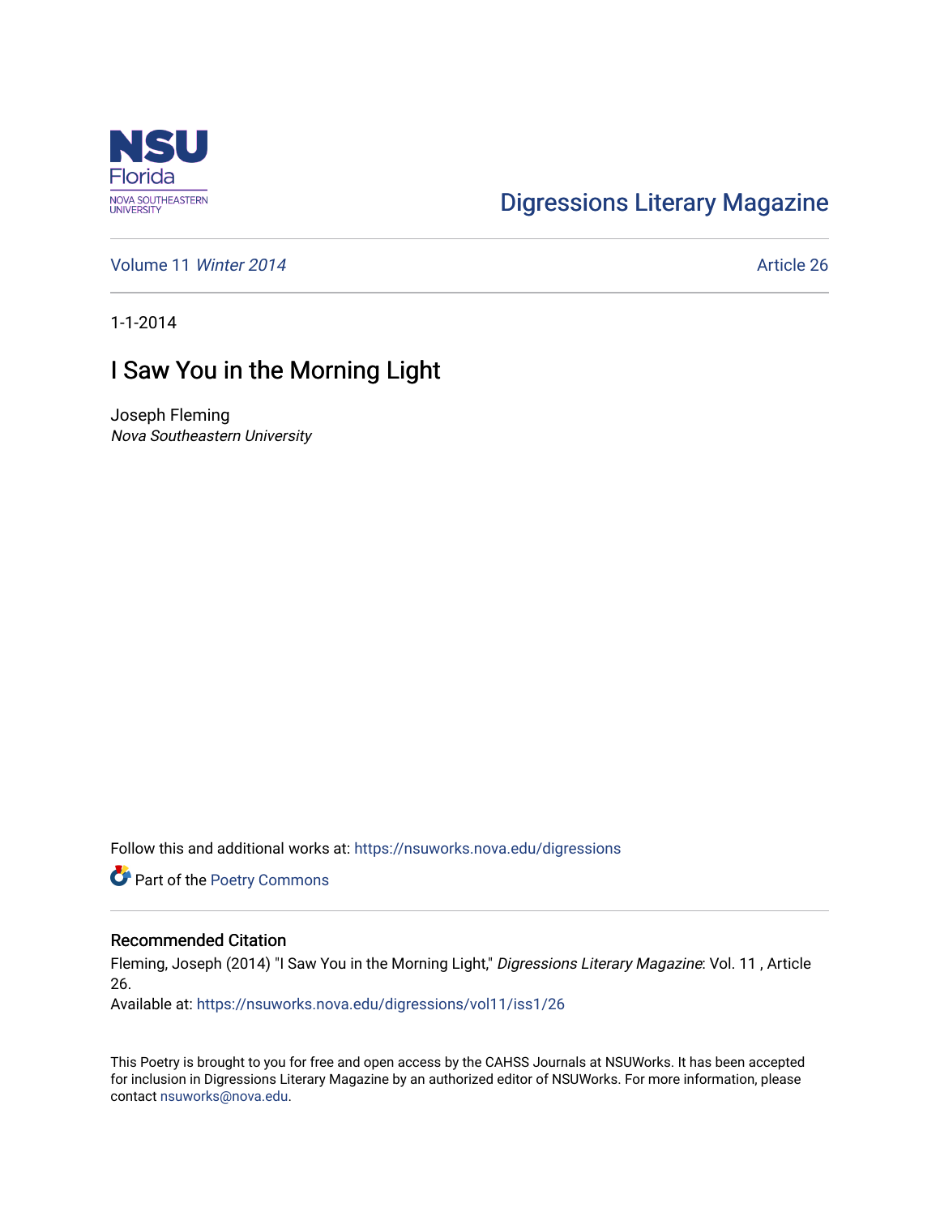NSU Florida
NOVA SOUTHEASTERN UNIVERSITY

# Digressions Literary Magazine

Volume 11 *Winter 2014* | Article 26

1-1-2014

## I Saw You in the Morning Light

Joseph Fleming
*Nova Southeastern University*

Follow this and additional works at: https://nsuworks.nova.edu/digressions

Part of the Poetry Commons

### Recommended Citation

Fleming, Joseph (2014) "I Saw You in the Morning Light," *Digressions Literary Magazine*: Vol. 11 , Article 26.
Available at: https://nsuworks.nova.edu/digressions/vol11/iss1/26

This Poetry is brought to you for free and open access by the CAHSS Journals at NSUWorks. It has been accepted for inclusion in Digressions Literary Magazine by an authorized editor of NSUWorks. For more information, please contact nsuworks@nova.edu.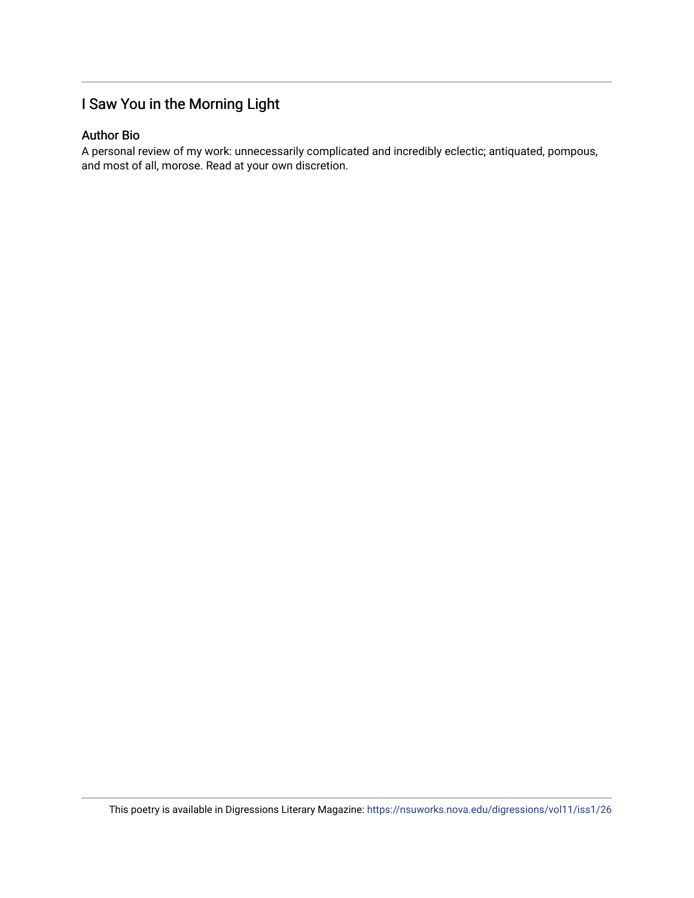## I Saw You in the Morning Light

### Author Bio

A personal review of my work: unnecessarily complicated and incredibly eclectic; antiquated, pompous, and most of all, morose. Read at your own discretion.

This poetry is available in Digressions Literary Magazine: https://nsuworks.nova.edu/digressions/vol11/iss1/26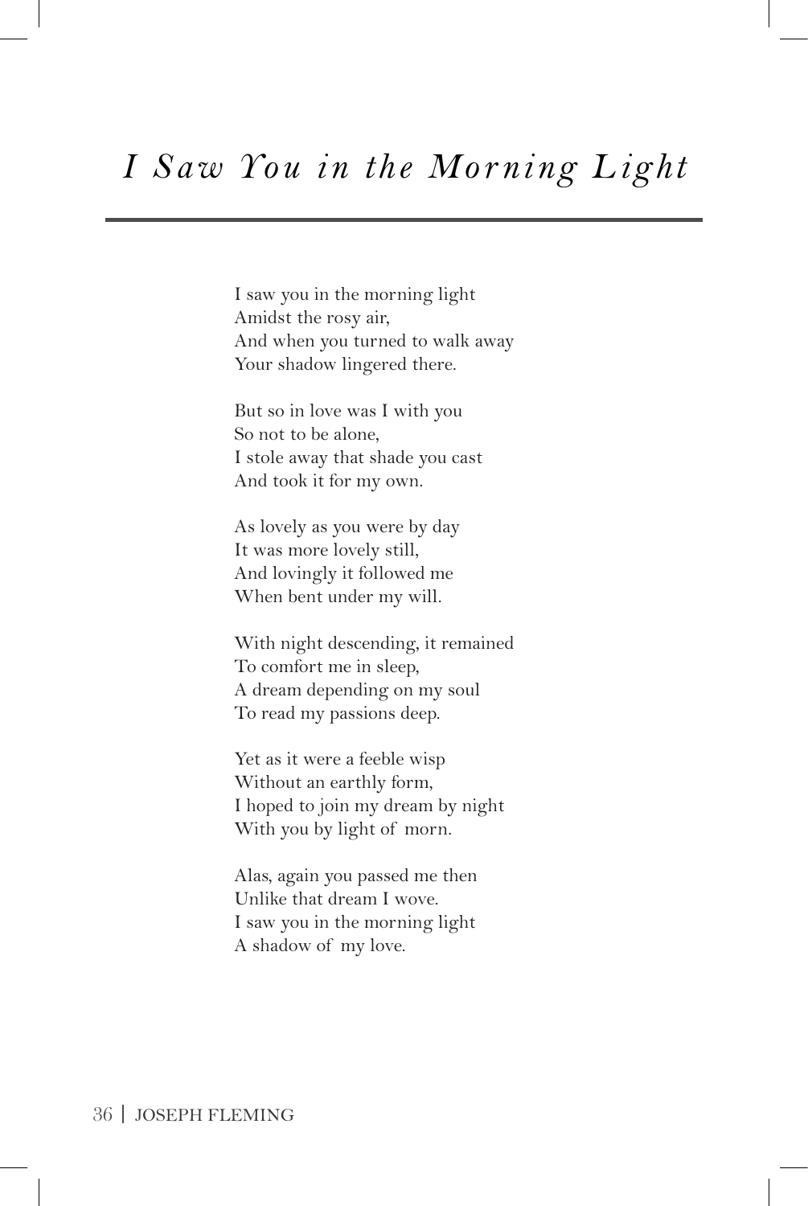# *I Saw You in the Morning Light*

I saw you in the morning light  
Amidst the rosy air,  
And when you turned to walk away  
Your shadow lingered there.

But so in love was I with you  
So not to be alone,  
I stole away that shade you cast  
And took it for my own.

As lovely as you were by day  
It was more lovely still,  
And lovingly it followed me  
When bent under my will.

With night descending, it remained  
To comfort me in sleep,  
A dream depending on my soul  
To read my passions deep.

Yet as it were a feeble wisp  
Without an earthly form,  
I hoped to join my dream by night  
With you by light of morn.

Alas, again you passed me then  
Unlike that dream I wove.  
I saw you in the morning light  
A shadow of my love.